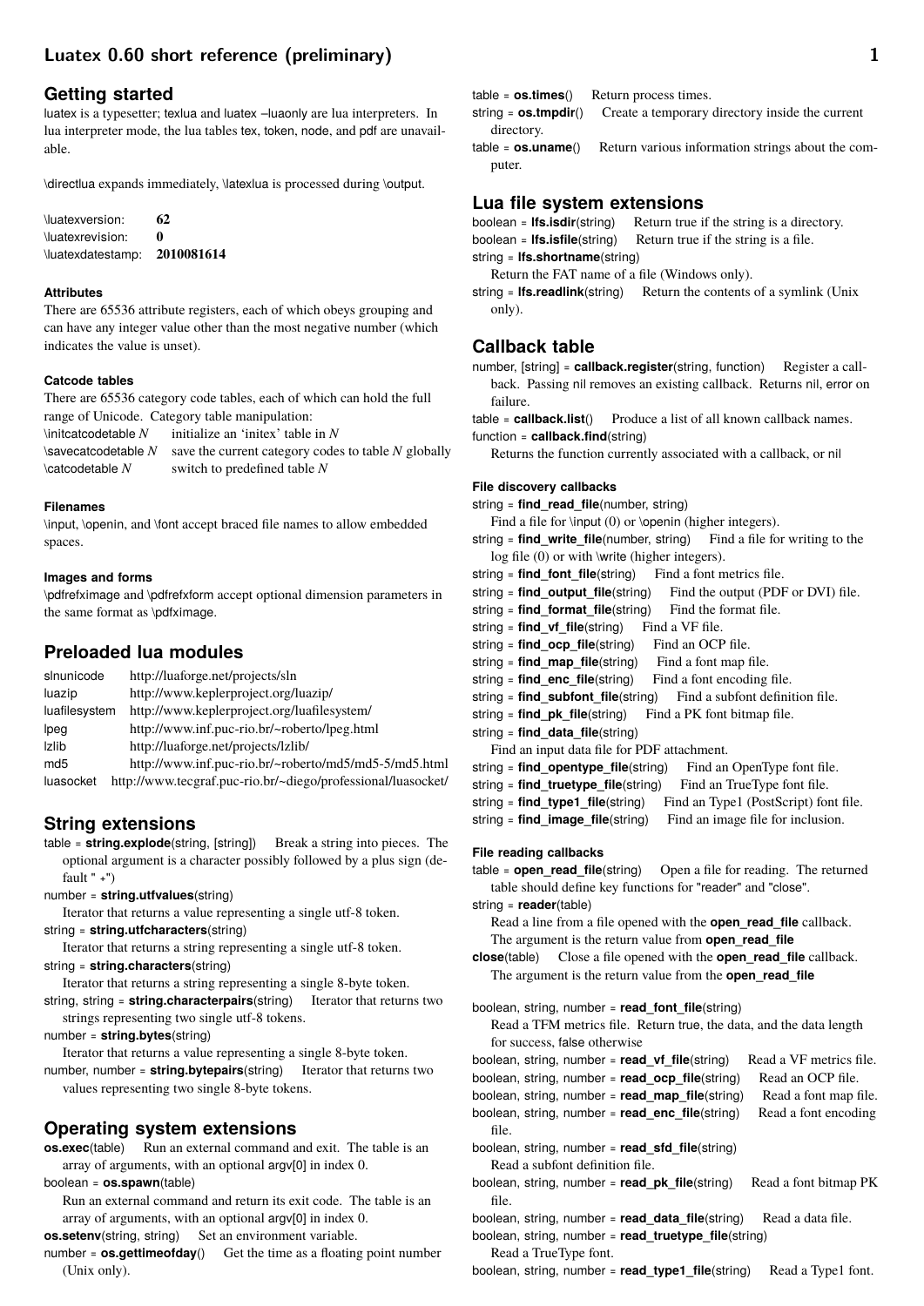# Luatex 0.60 short reference (preliminary)

## Getting started

luatex is a typesetter; texlua and luatex –luaonly are lua interpreters. In lua interpreter mode, the lua tables tex, token, node, and pdf are unavailable.

\directlua expands immediately, \latexlua is processed during \output.

| | |
|---|---|
| \luatexversion: | **62** |
| \luatexrevision: | **0** |
| \luatexdatestamp: | **2010081614** |

### Attributes

There are 65536 attribute registers, each of which obeys grouping and can have any integer value other than the most negative number (which indicates the value is unset).

### Catcode tables

There are 65536 category code tables, each of which can hold the full range of Unicode. Category table manipulation:

| | |
|---|---|
| \initcatcodetable *N* | initialize an 'initex' table in *N* |
| \savecatcodetable *N* | save the current category codes to table *N* globally |
| \catcodetable *N* | switch to predefined table *N* |

### Filenames

\input, \openin, and \font accept braced file names to allow embedded spaces.

### Images and forms

\pdfrefximage and \pdfrefxform accept optional dimension parameters in the same format as \pdfximage.

## Preloaded lua modules

| | |
|---|---|
| slnunicode | http://luaforge.net/projects/sln |
| luazip | http://www.keplerproject.org/luazip/ |
| luafilesystem | http://www.keplerproject.org/luafilesystem/ |
| lpeg | http://www.inf.puc-rio.br/~roberto/lpeg.html |
| lzlib | http://luaforge.net/projects/lzlib/ |
| md5 | http://www.inf.puc-rio.br/~roberto/md5/md5-5/md5.html |
| luasocket | http://www.tecgraf.puc-rio.br/~diego/professional/luasocket/ |

## String extensions

table = **string.explode**(string, [string]) Break a string into pieces. The optional argument is a character possibly followed by a plus sign (default " +")

number = **string.utfvalues**(string)
Iterator that returns a value representing a single utf-8 token.

string = **string.utfcharacters**(string)
Iterator that returns a string representing a single utf-8 token.

string = **string.characters**(string)
Iterator that returns a string representing a single 8-byte token.

string, string = **string.characterpairs**(string) Iterator that returns two strings representing two single utf-8 tokens.

number = **string.bytes**(string)
Iterator that returns a value representing a single 8-byte token.

number, number = **string.bytepairs**(string) Iterator that returns two values representing two single 8-byte tokens.

## Operating system extensions

**os.exec**(table) Run an external command and exit. The table is an array of arguments, with an optional argv[0] in index 0.

boolean = **os.spawn**(table)
Run an external command and return its exit code. The table is an array of arguments, with an optional argv[0] in index 0.

**os.setenv**(string, string) Set an environment variable.

number = **os.gettimeofday**() Get the time as a floating point number (Unix only).

table = **os.times**() Return process times.

string = **os.tmpdir**() Create a temporary directory inside the current directory.

table = **os.uname**() Return various information strings about the computer.

## Lua file system extensions

boolean = **lfs.isdir**(string) Return true if the string is a directory.

boolean = **lfs.isfile**(string) Return true if the string is a file.

string = **lfs.shortname**(string)
Return the FAT name of a file (Windows only).

string = **lfs.readlink**(string) Return the contents of a symlink (Unix only).

## Callback table

number, [string] = **callback.register**(string, function) Register a callback. Passing nil removes an existing callback. Returns nil, error on failure.

table = **callback.list**() Produce a list of all known callback names.

function = **callback.find**(string)
Returns the function currently associated with a callback, or nil

### File discovery callbacks

string = **find_read_file**(number, string)
Find a file for \input (0) or \openin (higher integers).

string = **find_write_file**(number, string) Find a file for writing to the log file (0) or with \write (higher integers).

string = **find_font_file**(string) Find a font metrics file.

string = **find_output_file**(string) Find the output (PDF or DVI) file.

string = **find_format_file**(string) Find the format file.

string = **find_vf_file**(string) Find a VF file.

string = **find_ocp_file**(string) Find an OCP file.

string = **find_map_file**(string) Find a font map file.

string = **find_enc_file**(string) Find a font encoding file.

string = **find_subfont_file**(string) Find a subfont definition file.

string = **find_pk_file**(string) Find a PK font bitmap file.

string = **find_data_file**(string)
Find an input data file for PDF attachment.

string = **find_opentype_file**(string) Find an OpenType font file.

string = **find_truetype_file**(string) Find an TrueType font file.

string = **find_type1_file**(string) Find an Type1 (PostScript) font file.

string = **find_image_file**(string) Find an image file for inclusion.

### File reading callbacks

table = **open_read_file**(string) Open a file for reading. The returned table should define key functions for "reader" and "close".

string = **reader**(table)
Read a line from a file opened with the **open_read_file** callback. The argument is the return value from **open_read_file**

**close**(table) Close a file opened with the **open_read_file** callback. The argument is the return value from the **open_read_file**

boolean, string, number = **read_font_file**(string)
Read a TFM metrics file. Return true, the data, and the data length for success, false otherwise

boolean, string, number = **read_vf_file**(string) Read a VF metrics file.

boolean, string, number = **read_ocp_file**(string) Read an OCP file.

boolean, string, number = **read_map_file**(string) Read a font map file.

boolean, string, number = **read_enc_file**(string) Read a font encoding file.

boolean, string, number = **read_sfd_file**(string)
Read a subfont definition file.

boolean, string, number = **read_pk_file**(string) Read a font bitmap PK file.

boolean, string, number = **read_data_file**(string) Read a data file.

boolean, string, number = **read_truetype_file**(string)
Read a TrueType font.

boolean, string, number = **read_type1_file**(string) Read a Type1 font.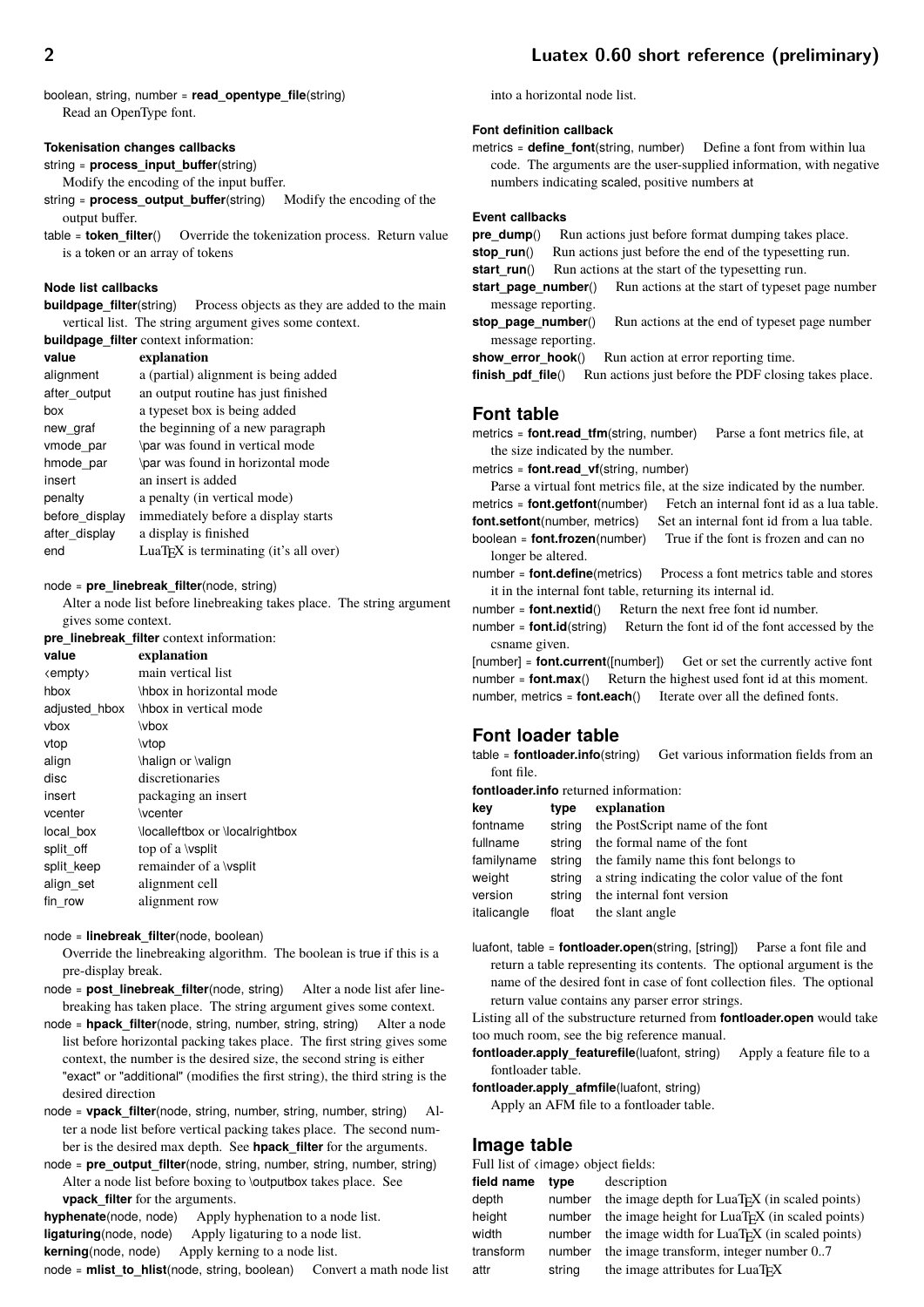boolean, string, number = **read_opentype_file**(string)
Read an OpenType font.

#### Tokenisation changes callbacks

string = **process_input_buffer**(string)
Modify the encoding of the input buffer.

string = **process_output_buffer**(string) Modify the encoding of the output buffer.

table = **token_filter**() Override the tokenization process. Return value is a token or an array of tokens

#### Node list callbacks

**buildpage_filter**(string) Process objects as they are added to the main vertical list. The string argument gives some context.

**buildpage_filter** context information:

| value | explanation |
|---|---|
| alignment | a (partial) alignment is being added |
| after_output | an output routine has just finished |
| box | a typeset box is being added |
| new_graf | the beginning of a new paragraph |
| vmode_par | \par was found in vertical mode |
| hmode_par | \par was found in horizontal mode |
| insert | an insert is added |
| penalty | a penalty (in vertical mode) |
| before_display | immediately before a display starts |
| after_display | a display is finished |
| end | LuaTEX is terminating (it's all over) |

node = **pre_linebreak_filter**(node, string)
Alter a node list before linebreaking takes place. The string argument gives some context.

**pre_linebreak_filter** context information:

| value | explanation |
|---|---|
| ⟨empty⟩ | main vertical list |
| hbox | \hbox in horizontal mode |
| adjusted_hbox | \hbox in vertical mode |
| vbox | \vbox |
| vtop | \vtop |
| align | \halign or \valign |
| disc | discretionaries |
| insert | packaging an insert |
| vcenter | \vcenter |
| local_box | \localleftbox or \localrightbox |
| split_off | top of a \vsplit |
| split_keep | remainder of a \vsplit |
| align_set | alignment cell |
| fin_row | alignment row |

node = **linebreak_filter**(node, boolean)
Override the linebreaking algorithm. The boolean is true if this is a pre-display break.

node = **post_linebreak_filter**(node, string) Alter a node list afer linebreaking has taken place. The string argument gives some context.

node = **hpack_filter**(node, string, number, string, string) Alter a node list before horizontal packing takes place. The first string gives some context, the number is the desired size, the second string is either "exact" or "additional" (modifies the first string), the third string is the desired direction

node = **vpack_filter**(node, string, number, string, number, string) Alter a node list before vertical packing takes place. The second number is the desired max depth. See **hpack_filter** for the arguments.

node = **pre_output_filter**(node, string, number, string, number, string)
Alter a node list before boxing to \outputbox takes place. See **vpack_filter** for the arguments.

**hyphenate**(node, node) Apply hyphenation to a node list.

**ligaturing**(node, node) Apply ligaturing to a node list.

**kerning**(node, node) Apply kerning to a node list.

node = **mlist_to_hlist**(node, string, boolean) Convert a math node list into a horizontal node list.

#### Font definition callback

metrics = **define_font**(string, number) Define a font from within lua code. The arguments are the user-supplied information, with negative numbers indicating scaled, positive numbers at

#### Event callbacks

**pre_dump**() Run actions just before format dumping takes place.

**stop_run**() Run actions just before the end of the typesetting run.

**start_run**() Run actions at the start of the typesetting run.

**start_page_number**() Run actions at the start of typeset page number message reporting.

**stop_page_number**() Run actions at the end of typeset page number message reporting.

**show_error_hook**() Run action at error reporting time.

**finish_pdf_file**() Run actions just before the PDF closing takes place.

## Font table

metrics = **font.read_tfm**(string, number) Parse a font metrics file, at the size indicated by the number.

metrics = **font.read_vf**(string, number)
Parse a virtual font metrics file, at the size indicated by the number.

metrics = **font.getfont**(number) Fetch an internal font id as a lua table.

**font.setfont**(number, metrics) Set an internal font id from a lua table.

boolean = **font.frozen**(number) True if the font is frozen and can no longer be altered.

number = **font.define**(metrics) Process a font metrics table and stores it in the internal font table, returning its internal id.

number = **font.nextid**() Return the next free font id number.

number = **font.id**(string) Return the font id of the font accessed by the csname given.

[number] = **font.current**([number]) Get or set the currently active font

number = **font.max**() Return the highest used font id at this moment.

number, metrics = **font.each**() Iterate over all the defined fonts.

## Font loader table

table = **fontloader.info**(string) Get various information fields from an font file.

**fontloader.info** returned information:

| key | type | explanation |
|---|---|---|
| fontname | string | the PostScript name of the font |
| fullname | string | the formal name of the font |
| familyname | string | the family name this font belongs to |
| weight | string | a string indicating the color value of the font |
| version | string | the internal font version |
| italicangle | float | the slant angle |

luafont, table = **fontloader.open**(string, [string]) Parse a font file and return a table representing its contents. The optional argument is the name of the desired font in case of font collection files. The optional return value contains any parser error strings.

Listing all of the substructure returned from **fontloader.open** would take too much room, see the big reference manual.

**fontloader.apply_featurefile**(luafont, string) Apply a feature file to a fontloader table.

**fontloader.apply_afmfile**(luafont, string)
Apply an AFM file to a fontloader table.

## Image table

Full list of ⟨image⟩ object fields:

| field name | type | description |
|---|---|---|
| depth | number | the image depth for LuaTEX (in scaled points) |
| height | number | the image height for LuaTEX (in scaled points) |
| width | number | the image width for LuaTEX (in scaled points) |
| transform | number | the image transform, integer number 0..7 |
| attr | string | the image attributes for LuaTEX |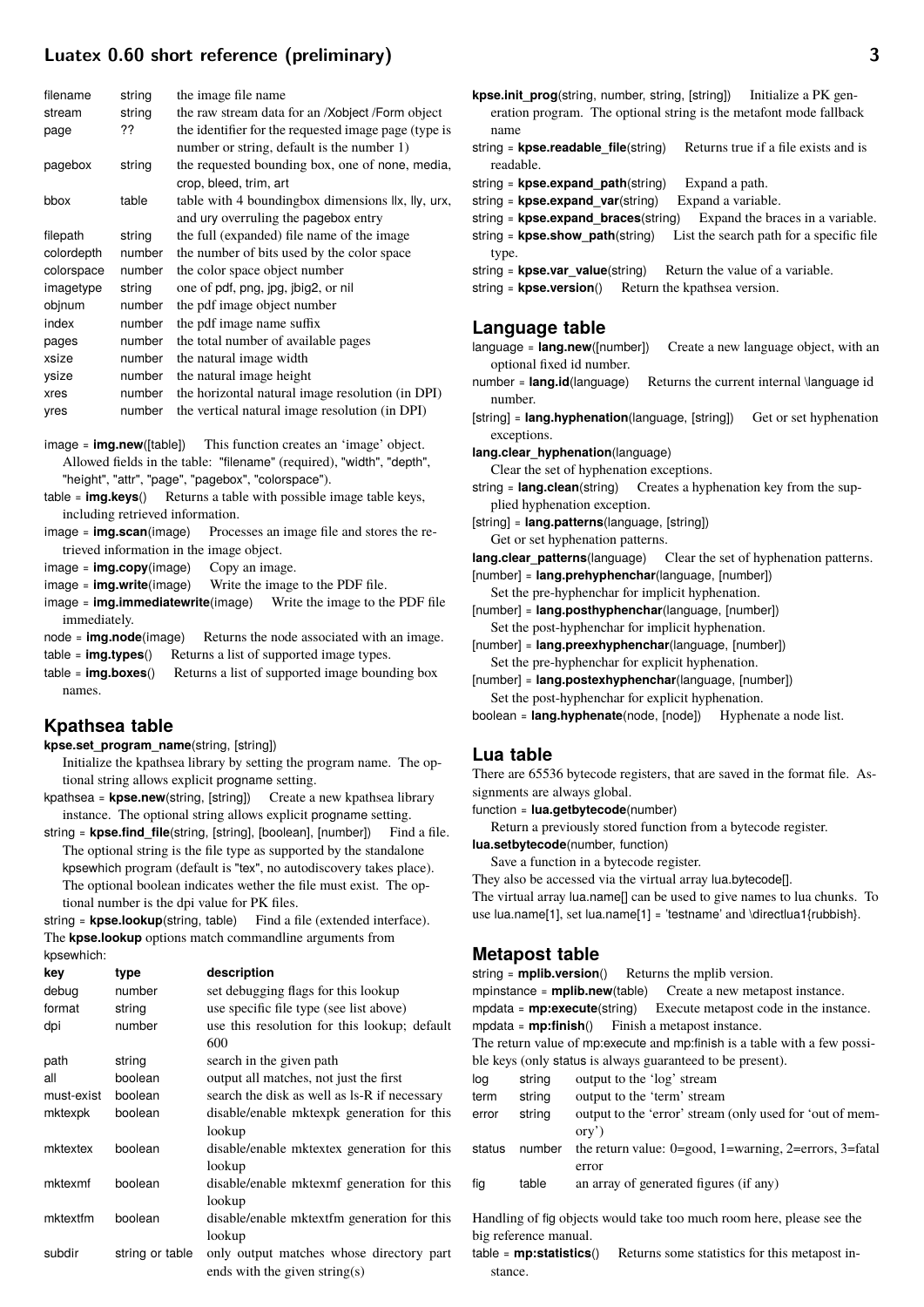| | | |
|---|---|---|
| filename | string | the image file name |
| stream | string | the raw stream data for an /Xobject /Form object |
| page | ?? | the identifier for the requested image page (type is number or string, default is the number 1) |
| pagebox | string | the requested bounding box, one of none, media, crop, bleed, trim, art |
| bbox | table | table with 4 boundingbox dimensions llx, lly, urx, and ury overruling the pagebox entry |
| filepath | string | the full (expanded) file name of the image |
| colordepth | number | the number of bits used by the color space |
| colorspace | number | the color space object number |
| imagetype | string | one of pdf, png, jpg, jbig2, or nil |
| objnum | number | the pdf image object number |
| index | number | the pdf image name suffix |
| pages | number | the total number of available pages |
| xsize | number | the natural image width |
| ysize | number | the natural image height |
| xres | number | the horizontal natural image resolution (in DPI) |
| yres | number | the vertical natural image resolution (in DPI) |

image = **img.new**([table]) This function creates an 'image' object. Allowed fields in the table: "filename" (required), "width", "depth", "height", "attr", "page", "pagebox", "colorspace").

table = **img.keys**() Returns a table with possible image table keys, including retrieved information.

image = **img.scan**(image) Processes an image file and stores the retrieved information in the image object.

image = **img.copy**(image) Copy an image.

image = **img.write**(image) Write the image to the PDF file.

image = **img.immediatewrite**(image) Write the image to the PDF file immediately.

node = **img.node**(image) Returns the node associated with an image.

table = **img.types**() Returns a list of supported image types.

table = **img.boxes**() Returns a list of supported image bounding box names.

## Kpathsea table

**kpse.set_program_name**(string, [string])
Initialize the kpathsea library by setting the program name. The optional string allows explicit progname setting.

kpathsea = **kpse.new**(string, [string]) Create a new kpathsea library instance. The optional string allows explicit progname setting.

string = **kpse.find_file**(string, [string], [boolean], [number]) Find a file. The optional string is the file type as supported by the standalone kpsewhich program (default is "tex", no autodiscovery takes place). The optional boolean indicates wether the file must exist. The optional number is the dpi value for PK files.

string = **kpse.lookup**(string, table) Find a file (extended interface).

The **kpse.lookup** options match commandline arguments from kpsewhich:

| key | type | description |
|---|---|---|
| debug | number | set debugging flags for this lookup |
| format | string | use specific file type (see list above) |
| dpi | number | use this resolution for this lookup; default 600 |
| path | string | search in the given path |
| all | boolean | output all matches, not just the first |
| must-exist | boolean | search the disk as well as ls-R if necessary |
| mktexpk | boolean | disable/enable mktexpk generation for this lookup |
| mktextex | boolean | disable/enable mktextex generation for this lookup |
| mktexmf | boolean | disable/enable mktexmf generation for this lookup |
| mktextfm | boolean | disable/enable mktextfm generation for this lookup |
| subdir | string or table | only output matches whose directory part ends with the given string(s) |

**kpse.init_prog**(string, number, string, [string]) Initialize a PK generation program. The optional string is the metafont mode fallback name

string = **kpse.readable_file**(string) Returns true if a file exists and is readable.

string = **kpse.expand_path**(string) Expand a path.

string = **kpse.expand_var**(string) Expand a variable.

string = **kpse.expand_braces**(string) Expand the braces in a variable.

string = **kpse.show_path**(string) List the search path for a specific file type.

string = **kpse.var_value**(string) Return the value of a variable.

string = **kpse.version**() Return the kpathsea version.

## Language table

language = **lang.new**([number]) Create a new language object, with an optional fixed id number.

number = **lang.id**(language) Returns the current internal \language id number.

[string] = **lang.hyphenation**(language, [string]) Get or set hyphenation exceptions.

**lang.clear_hyphenation**(language)
Clear the set of hyphenation exceptions.

string = **lang.clean**(string) Creates a hyphenation key from the supplied hyphenation exception.

[string] = **lang.patterns**(language, [string])
Get or set hyphenation patterns.

**lang.clear_patterns**(language) Clear the set of hyphenation patterns.

[number] = **lang.prehyphenchar**(language, [number])
Set the pre-hyphenchar for implicit hyphenation.

[number] = **lang.posthyphenchar**(language, [number])
Set the post-hyphenchar for implicit hyphenation.

[number] = **lang.preexhyphenchar**(language, [number])
Set the pre-hyphenchar for explicit hyphenation.

[number] = **lang.postexhyphenchar**(language, [number])
Set the post-hyphenchar for explicit hyphenation.

boolean = **lang.hyphenate**(node, [node]) Hyphenate a node list.

## Lua table

There are 65536 bytecode registers, that are saved in the format file. Assignments are always global.

function = **lua.getbytecode**(number)
Return a previously stored function from a bytecode register.

**lua.setbytecode**(number, function)
Save a function in a bytecode register.

They also be accessed via the virtual array lua.bytecode[].

The virtual array lua.name[] can be used to give names to lua chunks. To use lua.name[1], set lua.name[1] = 'testname' and \directlua1{rubbish}.

## Metapost table

string = **mplib.version**() Returns the mplib version.

mpinstance = **mplib.new**(table) Create a new metapost instance.

mpdata = **mp:execute**(string) Execute metapost code in the instance.

mpdata = **mp:finish**() Finish a metapost instance.

The return value of mp:execute and mp:finish is a table with a few possible keys (only status is always guaranteed to be present).

| | | |
|---|---|---|
| log | string | output to the 'log' stream |
| term | string | output to the 'term' stream |
| error | string | output to the 'error' stream (only used for 'out of memory') |
| status | number | the return value: 0=good, 1=warning, 2=errors, 3=fatal error |
| fig | table | an array of generated figures (if any) |

Handling of fig objects would take too much room here, please see the big reference manual.

table = **mp:statistics**() Returns some statistics for this metapost instance.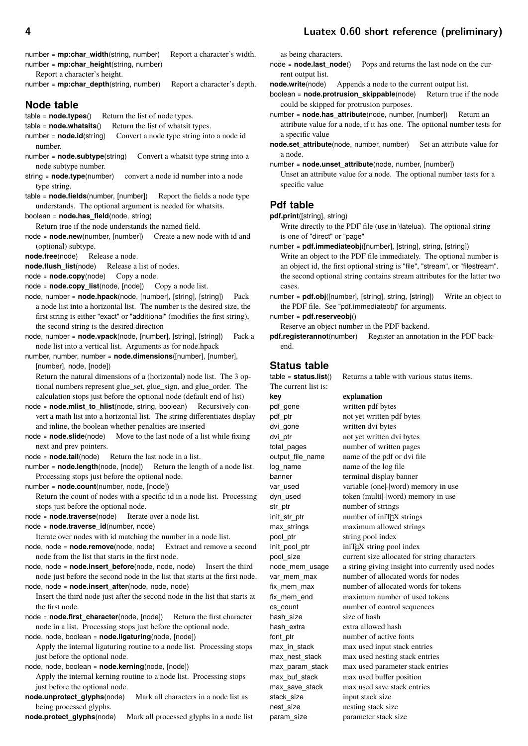number = **mp:char_width**(string, number)  Report a character's width.

number = **mp:char_height**(string, number)
Report a character's height.

number = **mp:char_depth**(string, number)  Report a character's depth.

## Node table

table = **node.types**()  Return the list of node types.

table = **node.whatsits**()  Return the list of whatsit types.

number = **node.id**(string)  Convert a node type string into a node id number.

number = **node.subtype**(string)  Convert a whatsit type string into a node subtype number.

string = **node.type**(number)  convert a node id number into a node type string.

table = **node.fields**(number, [number])  Report the fields a node type understands. The optional argument is needed for whatsits.

boolean = **node.has_field**(node, string)
Return true if the node understands the named field.

node = **node.new**(number, [number])  Create a new node with id and (optional) subtype.

**node.free**(node)  Release a node.

**node.flush_list**(node)  Release a list of nodes.

node = **node.copy**(node)  Copy a node.

node = **node.copy_list**(node, [node])  Copy a node list.

node, number = **node.hpack**(node, [number], [string], [string])  Pack a node list into a horizontal list. The number is the desired size, the first string is either "exact" or "additional" (modifies the first string), the second string is the desired direction

node, number = **node.vpack**(node, [number], [string], [string])  Pack a node list into a vertical list. Arguments as for node.hpack

number, number, number = **node.dimensions**([number], [number], [number], node, [node])
Return the natural dimensions of a (horizontal) node list. The 3 optional numbers represent glue_set, glue_sign, and glue_order. The calculation stops just before the optional node (default end of list)

node = **node.mlist_to_hlist**(node, string, boolean)  Recursively convert a math list into a horizontal list. The string differentiates display and inline, the boolean whether penalties are inserted

node = **node.slide**(node)  Move to the last node of a list while fixing next and prev pointers.

node = **node.tail**(node)  Return the last node in a list.

number = **node.length**(node, [node])  Return the length of a node list. Processing stops just before the optional node.

number = **node.count**(number, node, [node])
Return the count of nodes with a specific id in a node list. Processing stops just before the optional node.

node = **node.traverse**(node)  Iterate over a node list.

node = **node.traverse_id**(number, node)
Iterate over nodes with id matching the number in a node list.

node, node = **node.remove**(node, node)  Extract and remove a second node from the list that starts in the first node.

node, node = **node.insert_before**(node, node, node)  Insert the third node just before the second node in the list that starts at the first node.

node, node = **node.insert_after**(node, node, node)
Insert the third node just after the second node in the list that starts at the first node.

node = **node.first_character**(node, [node])  Return the first character node in a list. Processing stops just before the optional node.

node, node, boolean = **node.ligaturing**(node, [node])
Apply the internal ligaturing routine to a node list. Processing stops just before the optional node.

node, node, boolean = **node.kerning**(node, [node])
Apply the internal kerning routine to a node list. Processing stops just before the optional node.

**node.unprotect_glyphs**(node)  Mark all characters in a node list as being processed glyphs.

**node.protect_glyphs**(node)  Mark all processed glyphs in a node list as being characters.

node = **node.last_node**()  Pops and returns the last node on the current output list.

**node.write**(node)  Appends a node to the current output list.

boolean = **node.protrusion_skippable**(node)  Return true if the node could be skipped for protrusion purposes.

number = **node.has_attribute**(node, number, [number])  Return an attribute value for a node, if it has one. The optional number tests for a specific value

**node.set_attribute**(node, number, number)  Set an attribute value for a node.

number = **node.unset_attribute**(node, number, [number])
Unset an attribute value for a node. The optional number tests for a specific value

## Pdf table

**pdf.print**([string], string)
Write directly to the PDF file (use in \latelua). The optional string is one of "direct" or "page"

number = **pdf.immediateobj**([number], [string], string, [string])
Write an object to the PDF file immediately. The optional number is an object id, the first optional string is "file", "stream", or "filestream". the second optional string contains stream attributes for the latter two cases.

number = **pdf.obj**([number], [string], string, [string])  Write an object to the PDF file. See "pdf.immediateobj" for arguments.

number = **pdf.reserveobj**()
Reserve an object number in the PDF backend.

**pdf.registerannot**(number)  Register an annotation in the PDF backend.

## Status table

table = **status.list**()  Returns a table with various status items. The current list is:

| **key** | **explanation** |
|---|---|
| pdf_gone | written pdf bytes |
| pdf_ptr | not yet written pdf bytes |
| dvi_gone | written dvi bytes |
| dvi_ptr | not yet written dvi bytes |
| total_pages | number of written pages |
| output_file_name | name of the pdf or dvi file |
| log_name | name of the log file |
| banner | terminal display banner |
| var_used | variable (one\|-\|word) memory in use |
| dyn_used | token (multi\|-\|word) memory in use |
| str_ptr | number of strings |
| init_str_ptr | number of iniTeX strings |
| max_strings | maximum allowed strings |
| pool_ptr | string pool index |
| init_pool_ptr | iniTeX string pool index |
| pool_size | current size allocated for string characters |
| node_mem_usage | a string giving insight into currently used nodes |
| var_mem_max | number of allocated words for nodes |
| fix_mem_max | number of allocated words for tokens |
| fix_mem_end | maximum number of used tokens |
| cs_count | number of control sequences |
| hash_size | size of hash |
| hash_extra | extra allowed hash |
| font_ptr | number of active fonts |
| max_in_stack | max used input stack entries |
| max_nest_stack | max used nesting stack entries |
| max_param_stack | max used parameter stack entries |
| max_buf_stack | max used buffer position |
| max_save_stack | max used save stack entries |
| stack_size | input stack size |
| nest_size | nesting stack size |
| param_size | parameter stack size |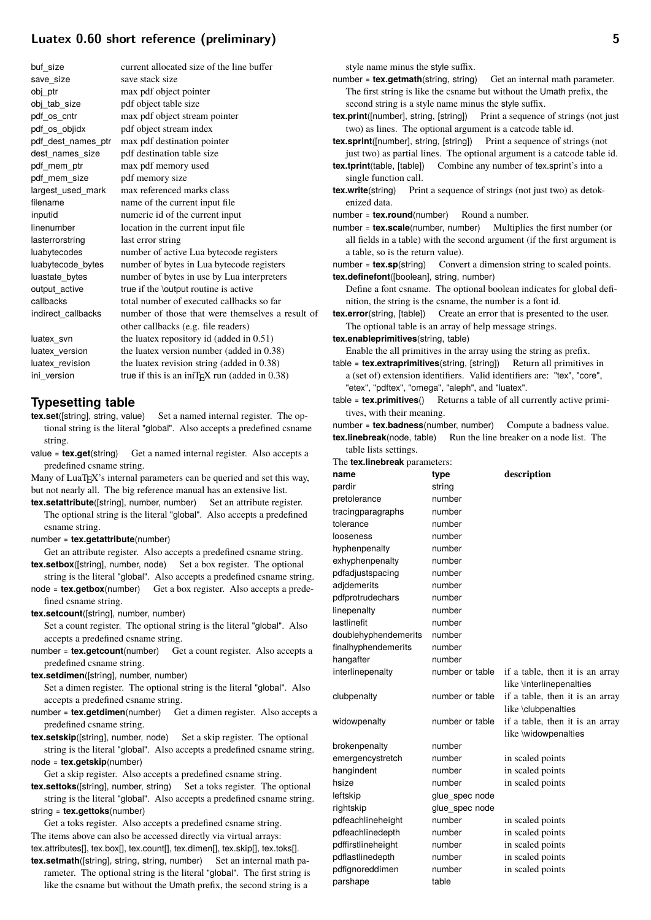| | |
|---|---|
| buf_size | current allocated size of the line buffer |
| save_size | save stack size |
| obj_ptr | max pdf object pointer |
| obj_tab_size | pdf object table size |
| pdf_os_cntr | max pdf object stream pointer |
| pdf_os_objidx | pdf object stream index |
| pdf_dest_names_ptr | max pdf destination pointer |
| dest_names_size | pdf destination table size |
| pdf_mem_ptr | max pdf memory used |
| pdf_mem_size | pdf memory size |
| largest_used_mark | max referenced marks class |
| filename | name of the current input file |
| inputid | numeric id of the current input |
| linenumber | location in the current input file |
| lasterrorstring | last error string |
| luabytecodes | number of active Lua bytecode registers |
| luabytecode_bytes | number of bytes in Lua bytecode registers |
| luastate_bytes | number of bytes in use by Lua interpreters |
| output_active | true if the \output routine is active |
| callbacks | total number of executed callbacks so far |
| indirect_callbacks | number of those that were themselves a result of other callbacks (e.g. file readers) |
| luatex_svn | the luatex repository id (added in 0.51) |
| luatex_version | the luatex version number (added in 0.38) |
| luatex_revision | the luatex revision string (added in 0.38) |
| ini_version | true if this is an iniTEX run (added in 0.38) |

## Typesetting table

**tex.set**([string], string, value) Set a named internal register. The optional string is the literal "global". Also accepts a predefined csname string.

value = **tex.get**(string) Get a named internal register. Also accepts a predefined csname string.

Many of LuaTEX's internal parameters can be queried and set this way, but not nearly all. The big reference manual has an extensive list.

**tex.setattribute**([string], number, number) Set an attribute register. The optional string is the literal "global". Also accepts a predefined csname string.

number = **tex.getattribute**(number)
Get an attribute register. Also accepts a predefined csname string.

**tex.setbox**([string], number, node) Set a box register. The optional string is the literal "global". Also accepts a predefined csname string.

node = **tex.getbox**(number) Get a box register. Also accepts a predefined csname string.

**tex.setcount**([string], number, number)
Set a count register. The optional string is the literal "global". Also accepts a predefined csname string.

number = **tex.getcount**(number) Get a count register. Also accepts a predefined csname string.

**tex.setdimen**([string], number, number)
Set a dimen register. The optional string is the literal "global". Also accepts a predefined csname string.

number = **tex.getdimen**(number) Get a dimen register. Also accepts a predefined csname string.

**tex.setskip**([string], number, node) Set a skip register. The optional string is the literal "global". Also accepts a predefined csname string.

node = **tex.getskip**(number)
Get a skip register. Also accepts a predefined csname string.

**tex.settoks**([string], number, string) Set a toks register. The optional string is the literal "global". Also accepts a predefined csname string.

string = **tex.gettoks**(number)
Get a toks register. Also accepts a predefined csname string.

The items above can also be accessed directly via virtual arrays: tex.attributes[], tex.box[], tex.count[], tex.dimen[], tex.skip[], tex.toks[].

**tex.setmath**([string], string, string, number) Set an internal math parameter. The optional string is the literal "global". The first string is like the csname but without the Umath prefix, the second string is a style name minus the style suffix.

number = **tex.getmath**(string, string) Get an internal math parameter. The first string is like the csname but without the Umath prefix, the second string is a style name minus the style suffix.

**tex.print**([number], string, [string]) Print a sequence of strings (not just two) as lines. The optional argument is a catcode table id.

**tex.sprint**([number], string, [string]) Print a sequence of strings (not just two) as partial lines. The optional argument is a catcode table id.

**tex.tprint**(table, [table]) Combine any number of tex.sprint's into a single function call.

**tex.write**(string) Print a sequence of strings (not just two) as detokenized data.

number = **tex.round**(number) Round a number.

number = **tex.scale**(number, number) Multiplies the first number (or all fields in a table) with the second argument (if the first argument is a table, so is the return value).

number = **tex.sp**(string) Convert a dimension string to scaled points.

**tex.definefont**([boolean], string, number)
Define a font csname. The optional boolean indicates for global definition, the string is the csname, the number is a font id.

**tex.error**(string, [table]) Create an error that is presented to the user. The optional table is an array of help message strings.

**tex.enableprimitives**(string, table)
Enable the all primitives in the array using the string as prefix.

table = **tex.extraprimitives**(string, [string]) Return all primitives in a (set of) extension identifiers. Valid identifiers are: "tex", "core", "etex", "pdftex", "omega", "aleph", and "luatex".

table = **tex.primitives**() Returns a table of all currently active primitives, with their meaning.

number = **tex.badness**(number, number) Compute a badness value.

**tex.linebreak**(node, table) Run the line breaker on a node list. The table lists settings.

The **tex.linebreak** parameters:

| name | type | description |
|---|---|---|
| pardir | string | |
| pretolerance | number | |
| tracingparagraphs | number | |
| tolerance | number | |
| looseness | number | |
| hyphenpenalty | number | |
| exhyphenpenalty | number | |
| pdfadjustspacing | number | |
| adjdemerits | number | |
| pdfprotrudechars | number | |
| linepenalty | number | |
| lastlinefit | number | |
| doublehyphendemerits | number | |
| finalhyphendemerits | number | |
| hangafter | number | |
| interlinepenalty | number or table | if a table, then it is an array like \interlinepenalties |
| clubpenalty | number or table | if a table, then it is an array like \clubpenalties |
| widowpenalty | number or table | if a table, then it is an array like \widowpenalties |
| brokenpenalty | number | |
| emergencystretch | number | in scaled points |
| hangindent | number | in scaled points |
| hsize | number | in scaled points |
| leftskip | glue_spec node | |
| rightskip | glue_spec node | |
| pdfeachlineheight | number | in scaled points |
| pdfeachlinedepth | number | in scaled points |
| pdffirstlineheight | number | in scaled points |
| pdflastlinedepth | number | in scaled points |
| pdfignoreddimen | number | in scaled points |
| parshape | table | |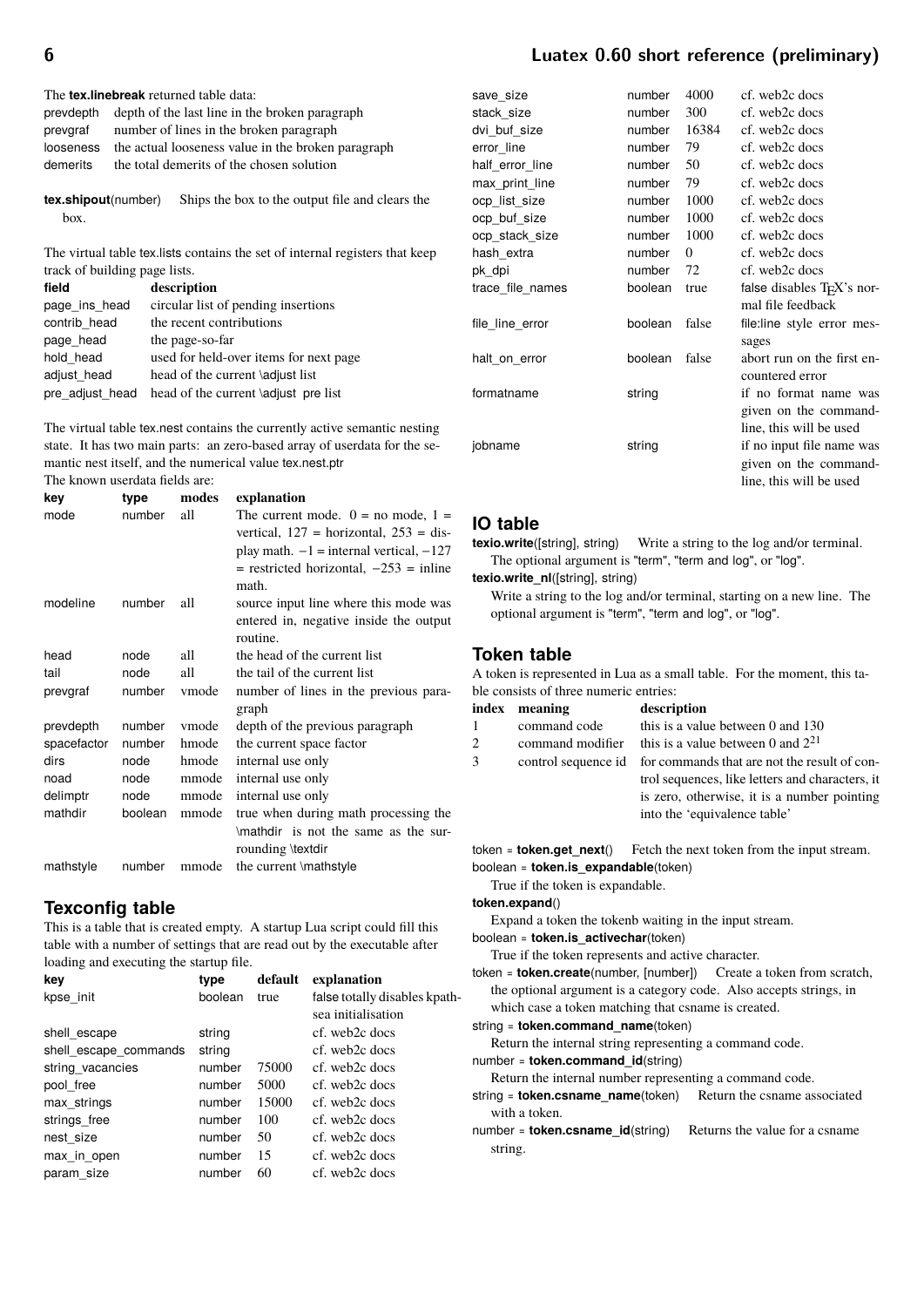The **tex.linebreak** returned table data:

| | |
|---|---|
| prevdepth | depth of the last line in the broken paragraph |
| prevgraf | number of lines in the broken paragraph |
| looseness | the actual looseness value in the broken paragraph |
| demerits | the total demerits of the chosen solution |

**tex.shipout**(number) Ships the box to the output file and clears the box.

The virtual table tex.lists contains the set of internal registers that keep track of building page lists.

| field | description |
|---|---|
| page_ins_head | circular list of pending insertions |
| contrib_head | the recent contributions |
| page_head | the page-so-far |
| hold_head | used for held-over items for next page |
| adjust_head | head of the current \adjust list |
| pre_adjust_head | head of the current \adjust pre list |

The virtual table tex.nest contains the currently active semantic nesting state. It has two main parts: an zero-based array of userdata for the semantic nest itself, and the numerical value tex.nest.ptr

The known userdata fields are:

| key | type | modes | explanation |
|---|---|---|---|
| mode | number | all | The current mode. 0 = no mode, 1 = vertical, 127 = horizontal, 253 = display math. −1 = internal vertical, −127 = restricted horizontal, −253 = inline math. |
| modeline | number | all | source input line where this mode was entered in, negative inside the output routine. |
| head | node | all | the head of the current list |
| tail | node | all | the tail of the current list |
| prevgraf | number | vmode | number of lines in the previous paragraph |
| prevdepth | number | vmode | depth of the previous paragraph |
| spacefactor | number | hmode | the current space factor |
| dirs | node | hmode | internal use only |
| noad | node | mmode | internal use only |
| delimptr | node | mmode | internal use only |
| mathdir | boolean | mmode | true when during math processing the \mathdir is not the same as the surrounding \textdir |
| mathstyle | number | mmode | the current \mathstyle |

## Texconfig table

This is a table that is created empty. A startup Lua script could fill this table with a number of settings that are read out by the executable after loading and executing the startup file.

| key | type | default | explanation |
|---|---|---|---|
| kpse_init | boolean | true | false totally disables kpathsea initialisation |
| shell_escape | string | | cf. web2c docs |
| shell_escape_commands | string | | cf. web2c docs |
| string_vacancies | number | 75000 | cf. web2c docs |
| pool_free | number | 5000 | cf. web2c docs |
| max_strings | number | 15000 | cf. web2c docs |
| strings_free | number | 100 | cf. web2c docs |
| nest_size | number | 50 | cf. web2c docs |
| max_in_open | number | 15 | cf. web2c docs |
| param_size | number | 60 | cf. web2c docs |
| save_size | number | 4000 | cf. web2c docs |
| stack_size | number | 300 | cf. web2c docs |
| dvi_buf_size | number | 16384 | cf. web2c docs |
| error_line | number | 79 | cf. web2c docs |
| half_error_line | number | 50 | cf. web2c docs |
| max_print_line | number | 79 | cf. web2c docs |
| ocp_list_size | number | 1000 | cf. web2c docs |
| ocp_buf_size | number | 1000 | cf. web2c docs |
| ocp_stack_size | number | 1000 | cf. web2c docs |
| hash_extra | number | 0 | cf. web2c docs |
| pk_dpi | number | 72 | cf. web2c docs |
| trace_file_names | boolean | true | false disables TeX's normal file feedback |
| file_line_error | boolean | false | file:line style error messages |
| halt_on_error | boolean | false | abort run on the first encountered error |
| formatname | string | | if no format name was given on the commandline, this will be used |
| jobname | string | | if no input file name was given on the commandline, this will be used |

## IO table

**texio.write**([string], string) Write a string to the log and/or terminal. The optional argument is "term", "term and log", or "log".

**texio.write_nl**([string], string)
Write a string to the log and/or terminal, starting on a new line. The optional argument is "term", "term and log", or "log".

## Token table

A token is represented in Lua as a small table. For the moment, this table consists of three numeric entries:

| index | meaning | description |
|---|---|---|
| 1 | command code | this is a value between 0 and 130 |
| 2 | command modifier | this is a value between 0 and $2^{21}$ |
| 3 | control sequence id | for commands that are not the result of control sequences, like letters and characters, it is zero, otherwise, it is a number pointing into the 'equivalence table' |

token = **token.get_next**() Fetch the next token from the input stream.

boolean = **token.is_expandable**(token)
True if the token is expandable.

**token.expand**()
Expand a token the tokenb waiting in the input stream.

boolean = **token.is_activechar**(token)
True if the token represents and active character.

token = **token.create**(number, [number]) Create a token from scratch, the optional argument is a category code. Also accepts strings, in which case a token matching that csname is created.

string = **token.command_name**(token)
Return the internal string representing a command code.

number = **token.command_id**(string)
Return the internal number representing a command code.

string = **token.csname_name**(token) Return the csname associated with a token.

number = **token.csname_id**(string) Returns the value for a csname string.